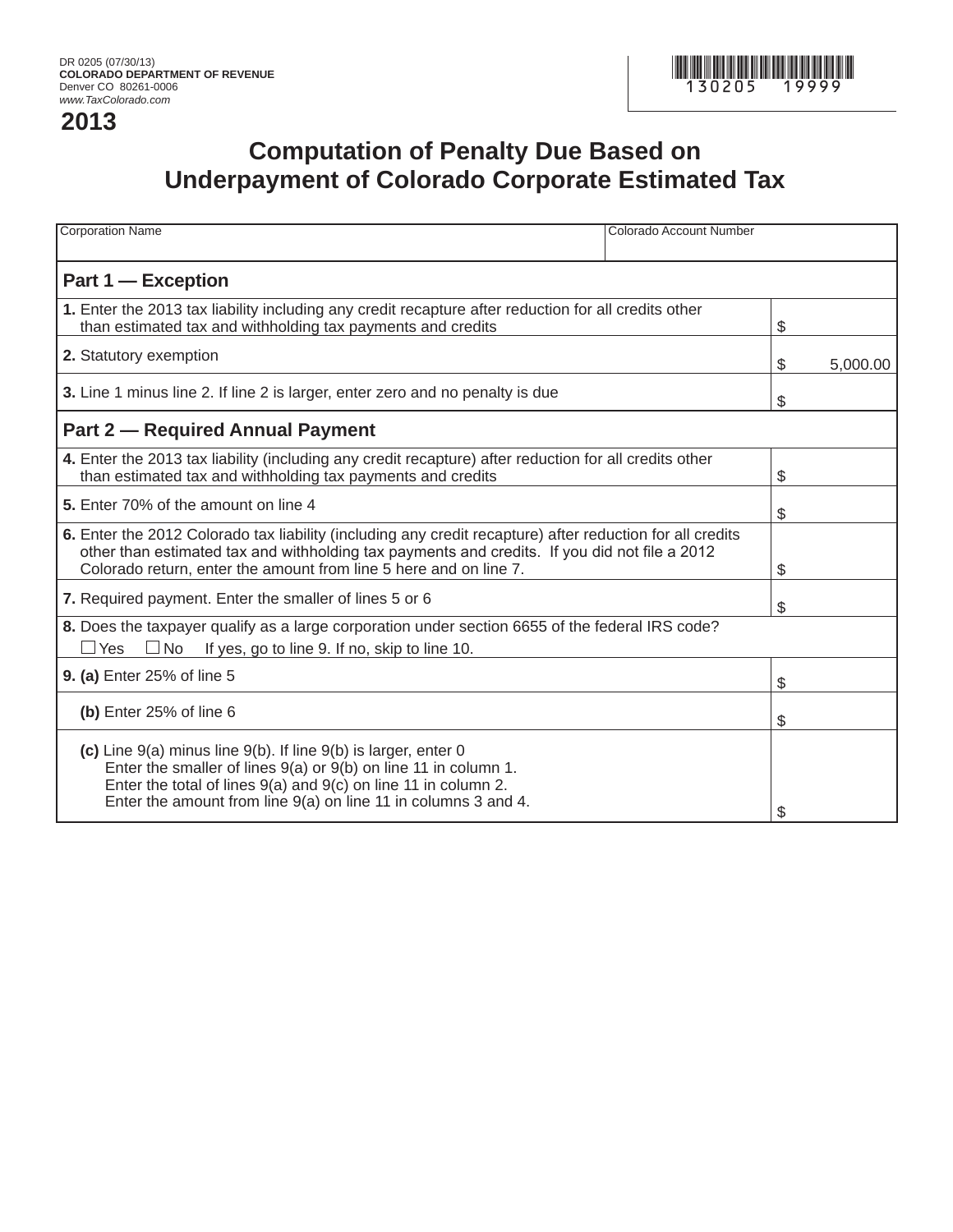DR 0205 (07/30/13)
**COLORADO DEPARTMENT OF REVENUE**
Denver CO 80261-0006
*www.TaxColorado.com*

130205 19999

## 2013

# Computation of Penalty Due Based on Underpayment of Colorado Corporate Estimated Tax

| Corporation Name | Colorado Account Number |
|---|---|
| | |

| **Part 1 — Exception** | |
|---|---|
| **1.** Enter the 2013 tax liability including any credit recapture after reduction for all credits other than estimated tax and withholding tax payments and credits | $ |
| **2.** Statutory exemption | $ 5,000.00 |
| **3.** Line 1 minus line 2. If line 2 is larger, enter zero and no penalty is due | $ |
| **Part 2 — Required Annual Payment** | |
| **4.** Enter the 2013 tax liability (including any credit recapture) after reduction for all credits other than estimated tax and withholding tax payments and credits | $ |
| **5.** Enter 70% of the amount on line 4 | $ |
| **6.** Enter the 2012 Colorado tax liability (including any credit recapture) after reduction for all credits other than estimated tax and withholding tax payments and credits. If you did not file a 2012 Colorado return, enter the amount from line 5 here and on line 7. | $ |
| **7.** Required payment. Enter the smaller of lines 5 or 6 | $ |
| **8.** Does the taxpayer qualify as a large corporation under section 6655 of the federal IRS code? ☐ Yes ☐ No If yes, go to line 9. If no, skip to line 10. | |
| **9. (a)** Enter 25% of line 5 | $ |
| **(b)** Enter 25% of line 6 | $ |
| **(c)** Line 9(a) minus line 9(b). If line 9(b) is larger, enter 0<br>Enter the smaller of lines 9(a) or 9(b) on line 11 in column 1.<br>Enter the total of lines 9(a) and 9(c) on line 11 in column 2.<br>Enter the amount from line 9(a) on line 11 in columns 3 and 4. | $ |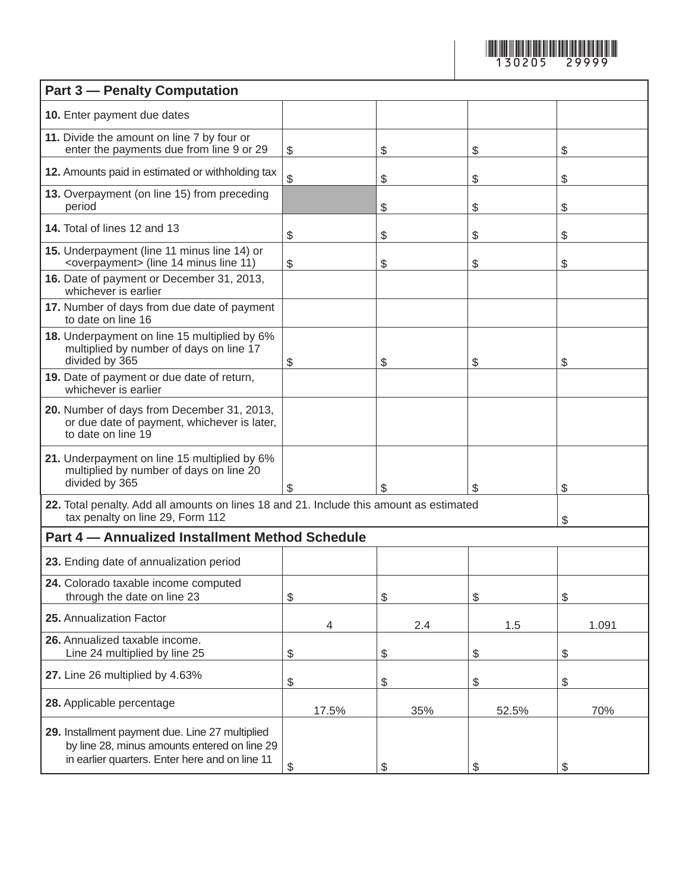130205 29999

## Part 3 — Penalty Computation

| | | | | |
|---|---|---|---|---|
| **10.** Enter payment due dates | | | | |
| **11.** Divide the amount on line 7 by four or enter the payments due from line 9 or 29 | $ | $ | $ | $ |
| **12.** Amounts paid in estimated or withholding tax | $ | $ | $ | $ |
| **13.** Overpayment (on line 15) from preceding period | | $ | $ | $ |
| **14.** Total of lines 12 and 13 | $ | $ | $ | $ |
| **15.** Underpayment (line 11 minus line 14) or <overpayment> (line 14 minus line 11) | $ | $ | $ | $ |
| **16.** Date of payment or December 31, 2013, whichever is earlier | | | | |
| **17.** Number of days from due date of payment to date on line 16 | | | | |
| **18.** Underpayment on line 15 multiplied by 6% multiplied by number of days on line 17 divided by 365 | $ | $ | $ | $ |
| **19.** Date of payment or due date of return, whichever is earlier | | | | |
| **20.** Number of days from December 31, 2013, or due date of payment, whichever is later, to date on line 19 | | | | |
| **21.** Underpayment on line 15 multiplied by 6% multiplied by number of days on line 20 divided by 365 | $ | $ | $ | $ |
| **22.** Total penalty. Add all amounts on lines 18 and 21. Include this amount as estimated tax penalty on line 29, Form 112 | | | | $ |

## Part 4 — Annualized Installment Method Schedule

| | | | | |
|---|---|---|---|---|
| **23.** Ending date of annualization period | | | | |
| **24.** Colorado taxable income computed through the date on line 23 | $ | $ | $ | $ |
| **25.** Annualization Factor | 4 | 2.4 | 1.5 | 1.091 |
| **26.** Annualized taxable income. Line 24 multiplied by line 25 | $ | $ | $ | $ |
| **27.** Line 26 multiplied by 4.63% | $ | $ | $ | $ |
| **28.** Applicable percentage | 17.5% | 35% | 52.5% | 70% |
| **29.** Installment payment due. Line 27 multiplied by line 28, minus amounts entered on line 29 in earlier quarters. Enter here and on line 11 | $ | $ | $ | $ |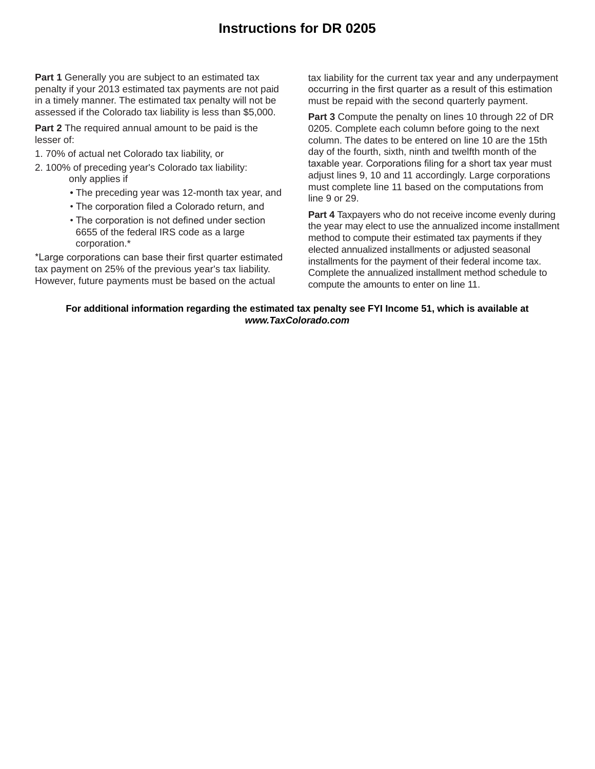# Instructions for DR 0205

**Part 1** Generally you are subject to an estimated tax penalty if your 2013 estimated tax payments are not paid in a timely manner. The estimated tax penalty will not be assessed if the Colorado tax liability is less than $5,000.

**Part 2** The required annual amount to be paid is the lesser of:

1. 70% of actual net Colorado tax liability, or
2. 100% of preceding year's Colorado tax liability: only applies if
   - The preceding year was 12-month tax year, and
   - The corporation filed a Colorado return, and
   - The corporation is not defined under section 6655 of the federal IRS code as a large corporation.*

*Large corporations can base their first quarter estimated tax payment on 25% of the previous year's tax liability. However, future payments must be based on the actual tax liability for the current tax year and any underpayment occurring in the first quarter as a result of this estimation must be repaid with the second quarterly payment.

**Part 3** Compute the penalty on lines 10 through 22 of DR 0205. Complete each column before going to the next column. The dates to be entered on line 10 are the 15th day of the fourth, sixth, ninth and twelfth month of the taxable year. Corporations filing for a short tax year must adjust lines 9, 10 and 11 accordingly. Large corporations must complete line 11 based on the computations from line 9 or 29.

**Part 4** Taxpayers who do not receive income evenly during the year may elect to use the annualized income installment method to compute their estimated tax payments if they elected annualized installments or adjusted seasonal installments for the payment of their federal income tax. Complete the annualized installment method schedule to compute the amounts to enter on line 11.

**For additional information regarding the estimated tax penalty see FYI Income 51, which is available at *www.TaxColorado.com***